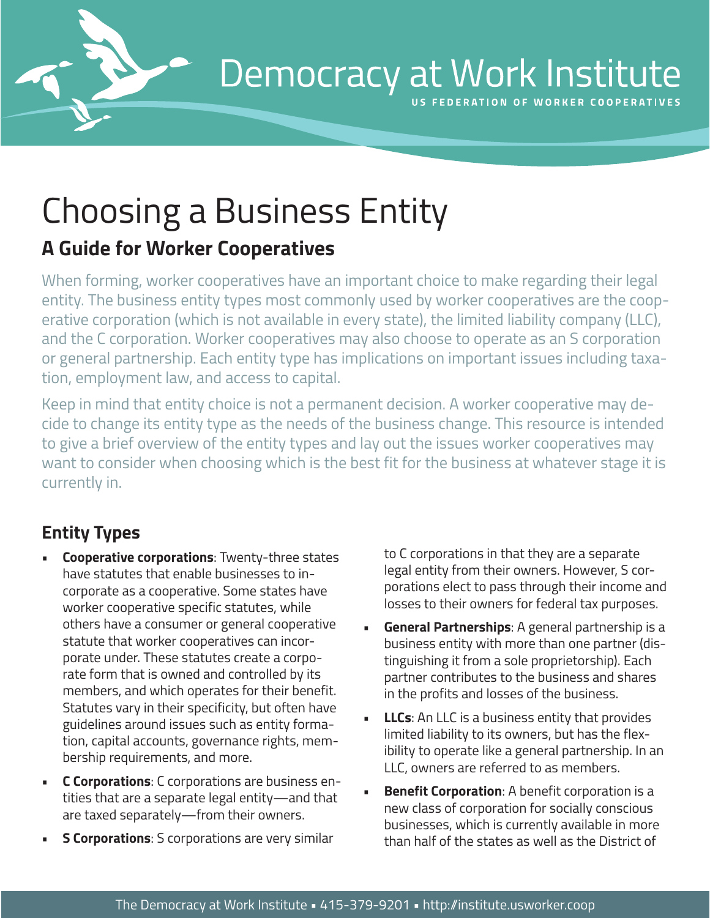# Democracy at Work Institute

US FEDERATION OF WORKER COOPERATIVES

# Choosing a Business Entity

## A Guide for Worker Cooperatives

When forming, worker cooperatives have an important choice to make regarding their legal entity. The business entity types most commonly used by worker cooperatives are the cooperative corporation (which is not available in every state), the limited liability company (LLC), and the C corporation. Worker cooperatives may also choose to operate as an S corporation or general partnership. Each entity type has implications on important issues including taxation, employment law, and access to capital.

Keep in mind that entity choice is not a permanent decision. A worker cooperative may decide to change its entity type as the needs of the business change. This resource is intended to give a brief overview of the entity types and lay out the issues worker cooperatives may want to consider when choosing which is the best fit for the business at whatever stage it is currently in.

## Entity Types

- **Cooperative corporations**: Twenty-three states have statutes that enable businesses to incorporate as a cooperative. Some states have worker cooperative specific statutes, while others have a consumer or general cooperative statute that worker cooperatives can incorporate under. These statutes create a corporate form that is owned and controlled by its members, and which operates for their benefit. Statutes vary in their specificity, but often have guidelines around issues such as entity formation, capital accounts, governance rights, membership requirements, and more.
- **C Corporations**: C corporations are business entities that are a separate legal entity—and that are taxed separately—from their owners.
- **S Corporations**: S corporations are very similar to C corporations in that they are a separate legal entity from their owners. However, S corporations elect to pass through their income and losses to their owners for federal tax purposes.
- **General Partnerships**: A general partnership is a business entity with more than one partner (distinguishing it from a sole proprietorship). Each partner contributes to the business and shares in the profits and losses of the business.
- **LLCs**: An LLC is a business entity that provides limited liability to its owners, but has the flexibility to operate like a general partnership. In an LLC, owners are referred to as members.
- **Benefit Corporation**: A benefit corporation is a new class of corporation for socially conscious businesses, which is currently available in more than half of the states as well as the District of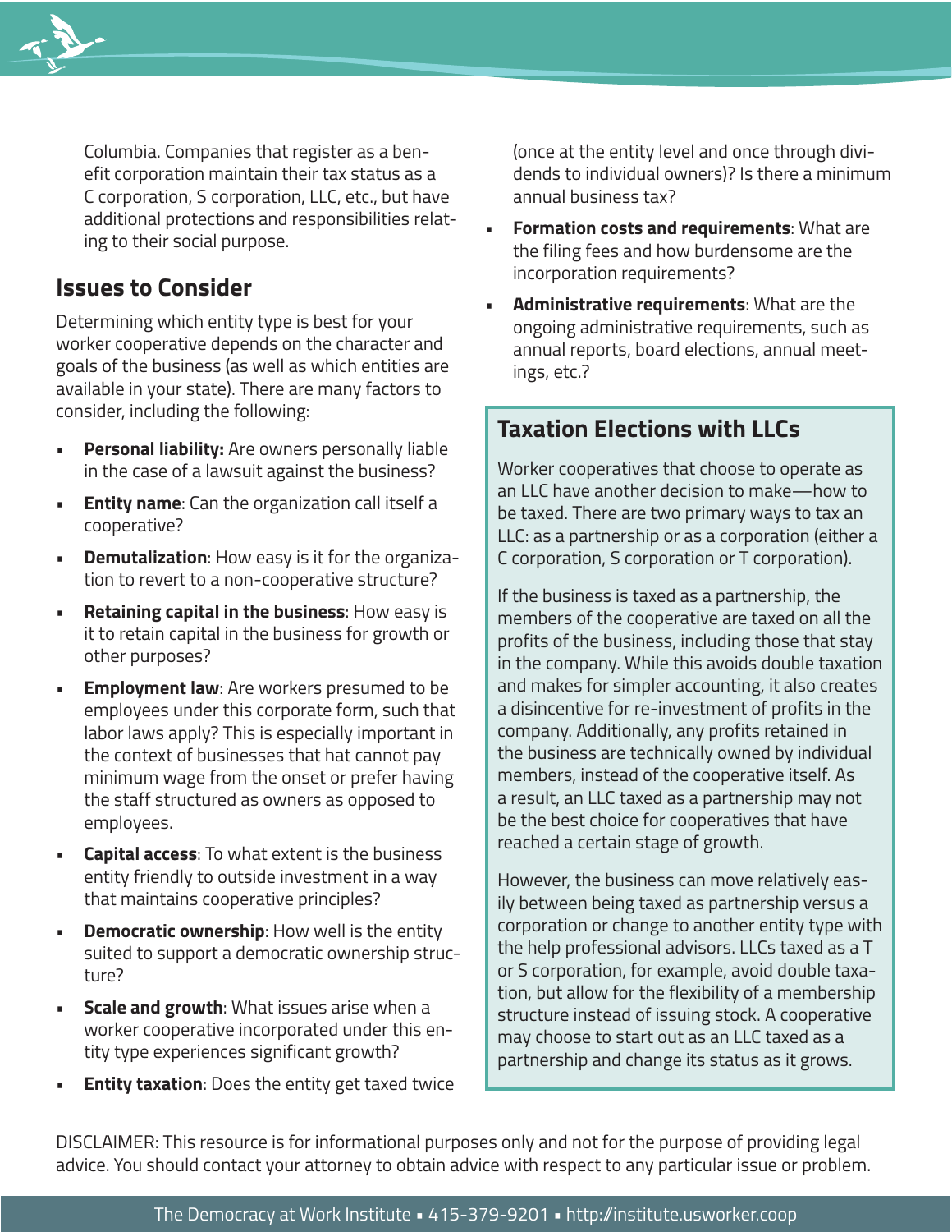Columbia. Companies that register as a benefit corporation maintain their tax status as a C corporation, S corporation, LLC, etc., but have additional protections and responsibilities relating to their social purpose.

## Issues to Consider

Determining which entity type is best for your worker cooperative depends on the character and goals of the business (as well as which entities are available in your state). There are many factors to consider, including the following:

- **Personal liability:** Are owners personally liable in the case of a lawsuit against the business?
- **Entity name**: Can the organization call itself a cooperative?
- **Demutalization**: How easy is it for the organization to revert to a non-cooperative structure?
- **Retaining capital in the business**: How easy is it to retain capital in the business for growth or other purposes?
- **Employment law**: Are workers presumed to be employees under this corporate form, such that labor laws apply? This is especially important in the context of businesses that hat cannot pay minimum wage from the onset or prefer having the staff structured as owners as opposed to employees.
- **Capital access**: To what extent is the business entity friendly to outside investment in a way that maintains cooperative principles?
- **Democratic ownership**: How well is the entity suited to support a democratic ownership structure?
- **Scale and growth**: What issues arise when a worker cooperative incorporated under this entity type experiences significant growth?
- **Entity taxation**: Does the entity get taxed twice (once at the entity level and once through dividends to individual owners)? Is there a minimum annual business tax?
- **Formation costs and requirements**: What are the filing fees and how burdensome are the incorporation requirements?
- **Administrative requirements**: What are the ongoing administrative requirements, such as annual reports, board elections, annual meetings, etc.?

## Taxation Elections with LLCs

Worker cooperatives that choose to operate as an LLC have another decision to make—how to be taxed. There are two primary ways to tax an LLC: as a partnership or as a corporation (either a C corporation, S corporation or T corporation).

If the business is taxed as a partnership, the members of the cooperative are taxed on all the profits of the business, including those that stay in the company. While this avoids double taxation and makes for simpler accounting, it also creates a disincentive for re-investment of profits in the company. Additionally, any profits retained in the business are technically owned by individual members, instead of the cooperative itself. As a result, an LLC taxed as a partnership may not be the best choice for cooperatives that have reached a certain stage of growth.

However, the business can move relatively easily between being taxed as partnership versus a corporation or change to another entity type with the help professional advisors. LLCs taxed as a T or S corporation, for example, avoid double taxation, but allow for the flexibility of a membership structure instead of issuing stock. A cooperative may choose to start out as an LLC taxed as a partnership and change its status as it grows.

DISCLAIMER: This resource is for informational purposes only and not for the purpose of providing legal advice. You should contact your attorney to obtain advice with respect to any particular issue or problem.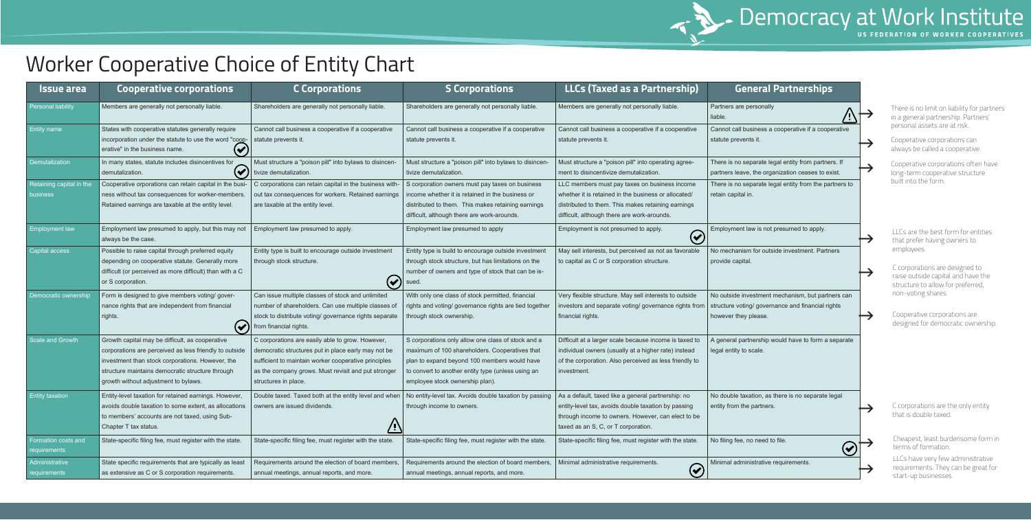# Worker Cooperative Choice of Entity Chart

| Issue area | Cooperative corporations | C Corporations | S Corporations | LLCs (Taxed as a Partnership) | General Partnerships |
|---|---|---|---|---|---|
| Personal liability | Members are generally not personally liable. | Shareholders are generally not personally liable. | Shareholders are generally not personally liable. | Members are generally not personally liable. | Partners are personally liable. ⚠ |
| Entity name | States with cooperative statutes generally require incorporation under the statute to use the word "cooperative" in the business name. ✔ | Cannot call business a cooperative if a cooperative statute prevents it. | Cannot call business a cooperative if a cooperative statute prevents it. | Cannot call business a cooperative if a cooperative statute prevents it. | Cannot call business a cooperative if a cooperative statute prevents it. |
| Demutalization | In many states, statute includes disincentives for demutalization. ✔ | Must structure a "poison pill" into bylaws to disincentivize demutalization. | Must structure a "poison pill" into bylaws to disincentivize demutalization. | Must structure a "poison pill" into operating agreement to disincentivize demutalization. | There is no separate legal entity from partners. If partners leave, the organization ceases to exist. |
| Retaining capital in the business | Cooperative orporations can retain capital in the business without tax consequences for worker-members. Retained earnings are taxable at the entity level. | C corporations can retain capital in the business without tax consequences for workers. Retained earnings are taxable at the entity level. | S corporation owners must pay taxes on business income whether it is retained in the business or distributed to them. This makes retaining earnings difficult, although there are work-arounds. | LLC members must pay taxes on business income whether it is retained in the business or allocated/distributed to them. This makes retaining earnings difficult, although there are work-arounds. | There is no separate legal entity from the partners to retain capital in. |
| Employment law | Employment law presumed to apply, but this may not always be the case. | Employment law presumed to apply. | Employment law presumed to apply | Employment is not presumed to apply. ✔ | Employment law is not presumed to apply. |
| Capital access | Possible to raise capital through preferred equity depending on cooperative statute. Generally more difficult (or perceived as more difficult) than with a C or S corporation. | Entity type is built to encourage outside investment through stock structure. ✔ | Entity type is build to encourage outside investment through stock structure, but has limitations on the number of owners and type of stock that can be issued. | May sell interests, but perceived as not as favorable to capital as C or S corporation structure. | No mechanism for outside investment. Partners provide capital. |
| Democratic ownership | Form is designed to give members voting/governance rights that are independent from financial rights. ✔ | Can issue multiple classes of stock and unlimited number of shareholders. Can use multiple classes of stock to distribute voting/ governance rights separate from financial rights. | With only one class of stock permitted, financial rights and voting/ governance rights are tied together through stock ownership. | Very flexible structure. May sell interests to outside investors and separate voting/ governance rights from financial rights. | No outside investment mechanism, but partners can structure voting/ governance and financial rights however they please. |
| Scale and Growth | Growth capital may be difficult, as cooperative corporations are perceived as less friendly to outside investment than stock corporations. However, the structure maintains democratic structure through growth without adjustment to bylaws. | C corporations are easily able to grow. However, democratic structures put in place early may not be sufficient to maintain worker cooperative principles as the company grows. Must revisit and put stronger structures in place. | S corporations only allow one class of stock and a maximum of 100 shareholders. Cooperatives that plan to expand beyond 100 members would have to convert to another entity type (unless using an employee stock ownership plan). | Difficult at a larger scale because income is taxed to individual owners (usually at a higher rate) instead of the corporation. Also perceived as less friendly to investment. | A general partnership would have to form a separate legal entity to scale. |
| Entity taxation | Entity-level taxation for retained earnings. However, avoids double taxation to some extent, as allocations to members' accounts are not taxed, using Sub-Chapter T tax status. | Double taxed. Taxed both at the entity level and when owners are issued dividends. ⚠ | No entity-level tax. Avoids double taxation by passing through income to owners. | As a default, taxed like a general partnership: no entity-level tax, avoids double taxation by passing through income to owners. However, can elect to be taxed as an S, C, or T corporation. | No double taxation, as there is no separate legal entity from the partners. |
| Formation costs and requirements | State-specific filing fee, must register with the state. | State-specific filing fee, must register with the state. | State-specific filing fee, must register with the state. | State-specific filing fee, must register with the state. | No filing fee, no need to file. ✔ |
| Administrative requirements | State specific requirements that are typically as least as extensive as C or S corporation requirements. | Requirements around the election of board members, annual meetings, annual reports, and more. | Requirements around the election of board members, annual meetings, annual reports, and more. | Minimal administrative requirements. ✔ | Minimal administrative requirements. |

→ There is no limit on liability for partners in a general partnership. Partners' personal assets are at risk.

→ Cooperative corporations can always be called a cooperative.

→ Cooperative corporations often have long-term cooperative structure built into the form.

→ LLCs are the best form for entities that prefer having owners to employees.

→ C corporations are designed to raise outside capital and have the structure to allow for preferred, non-voting shares.

→ Cooperative corporations are designed for democratic ownership.

→ C corporations are the only entity that is double taxed.

→ Cheapest, least burdensome form in terms of formation.

→ LLCs have very few administrative requirements. They can be great for start-up businesses.